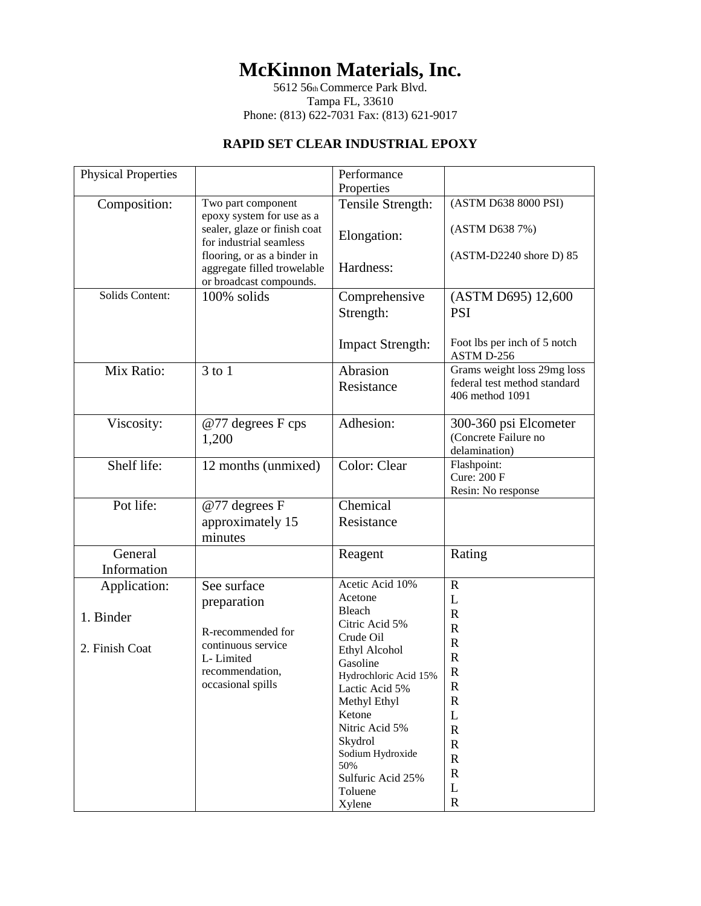# McKinnon Materials, Inc.

5612 56th Commerce Park Blvd.
Tampa FL, 33610
Phone: (813) 622-7031 Fax: (813) 621-9017

## RAPID SET CLEAR INDUSTRIAL EPOXY

| Physical Properties | | Performance Properties | |
|---|---|---|---|
| Composition: | Two part component epoxy system for use as a sealer, glaze or finish coat for industrial seamless flooring, or as a binder in aggregate filled trowelable or broadcast compounds. | Tensile Strength:<br><br>Elongation:<br><br>Hardness: | (ASTM D638 8000 PSI)<br><br>(ASTM D638 7%)<br><br>(ASTM-D2240 shore D) 85 |
| Solids Content: | 100% solids | Comprehensive Strength:<br><br>Impact Strength: | (ASTM D695) 12,600 PSI<br><br>Foot lbs per inch of 5 notch ASTM D-256 |
| Mix Ratio: | 3 to 1 | Abrasion Resistance | Grams weight loss 29mg loss federal test method standard 406 method 1091 |
| Viscosity: | @77 degrees F cps 1,200 | Adhesion: | 300-360 psi Elcometer (Concrete Failure no delamination) |
| Shelf life: | 12 months (unmixed) | Color: Clear | Flashpoint:<br>Cure: 200 F<br>Resin: No response |
| Pot life: | @77 degrees F approximately 15 minutes | Chemical Resistance | |
| General Information | | Reagent | Rating |
| Application:<br><br>1. Binder<br><br>2. Finish Coat | See surface preparation<br><br>R-recommended for continuous service<br>L- Limited recommendation, occasional spills | Acetic Acid 10%<br>Acetone<br>Bleach<br>Citric Acid 5%<br>Crude Oil<br>Ethyl Alcohol<br>Gasoline<br>Hydrochloric Acid 15%<br>Lactic Acid 5%<br>Methyl Ethyl Ketone<br>Nitric Acid 5%<br>Skydrol<br>Sodium Hydroxide 50%<br>Sulfuric Acid 25%<br>Toluene<br>Xylene | R<br>L<br>R<br>R<br>R<br>R<br>R<br>R<br>R<br>L<br>R<br>R<br>R<br>R<br>L<br>R |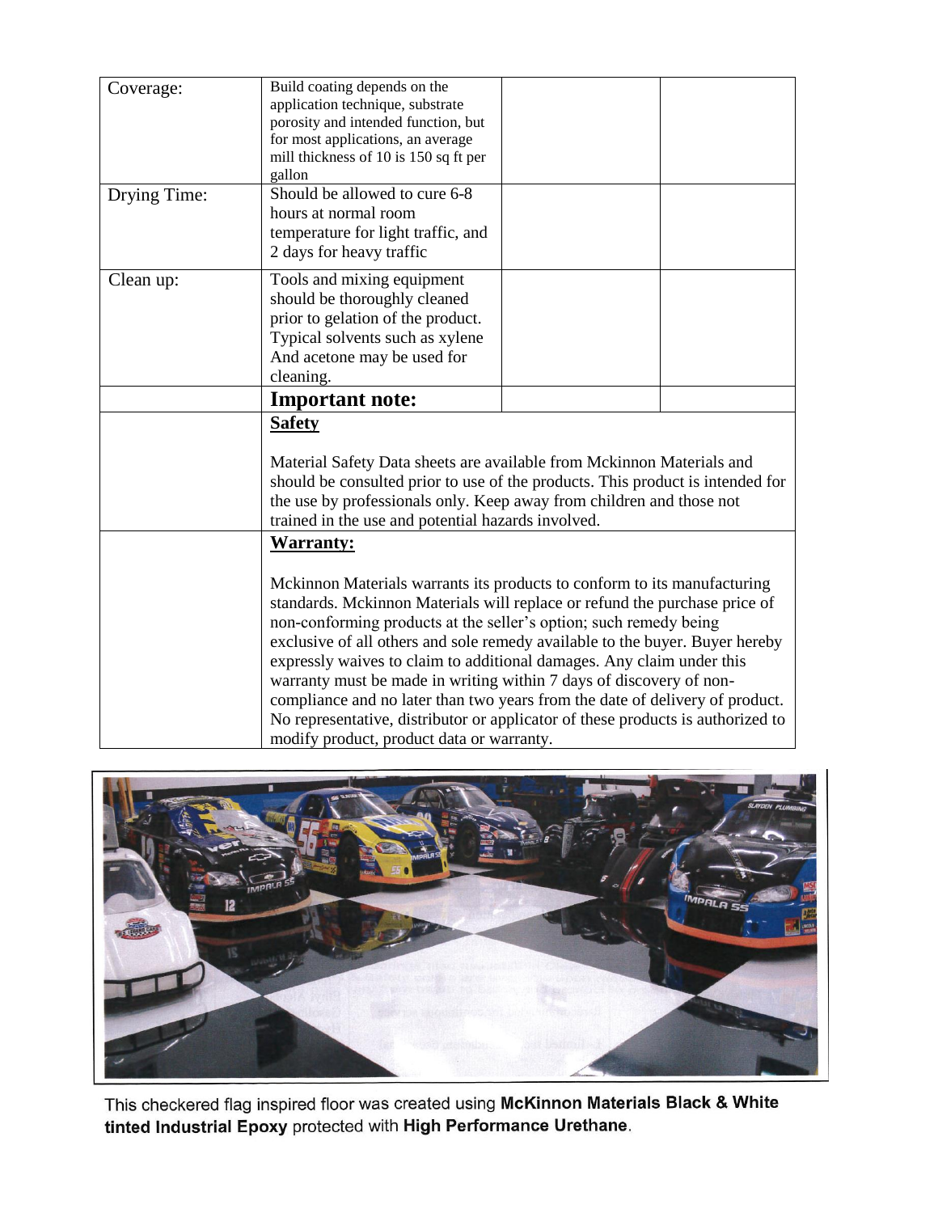| | | | |
|---|---|---|---|
| Coverage: | Build coating depends on the application technique, substrate porosity and intended function, but for most applications, an average mill thickness of 10 is 150 sq ft per gallon | | |
| Drying Time: | Should be allowed to cure 6-8 hours at normal room temperature for light traffic, and 2 days for heavy traffic | | |
| Clean up: | Tools and mixing equipment should be thoroughly cleaned prior to gelation of the product. Typical solvents such as xylene And acetone may be used for cleaning. | | |
| | **Important note:** | | |

**Safety**

Material Safety Data sheets are available from Mckinnon Materials and should be consulted prior to use of the products. This product is intended for the use by professionals only. Keep away from children and those not trained in the use and potential hazards involved.

**Warranty:**

Mckinnon Materials warrants its products to conform to its manufacturing standards. Mckinnon Materials will replace or refund the purchase price of non-conforming products at the seller's option; such remedy being exclusive of all others and sole remedy available to the buyer. Buyer hereby expressly waives to claim to additional damages. Any claim under this warranty must be made in writing within 7 days of discovery of non-compliance and no later than two years from the date of delivery of product. No representative, distributor or applicator of these products is authorized to modify product, product data or warranty.

This checkered flag inspired floor was created using **McKinnon Materials Black & White tinted Industrial Epoxy** protected with **High Performance Urethane**.